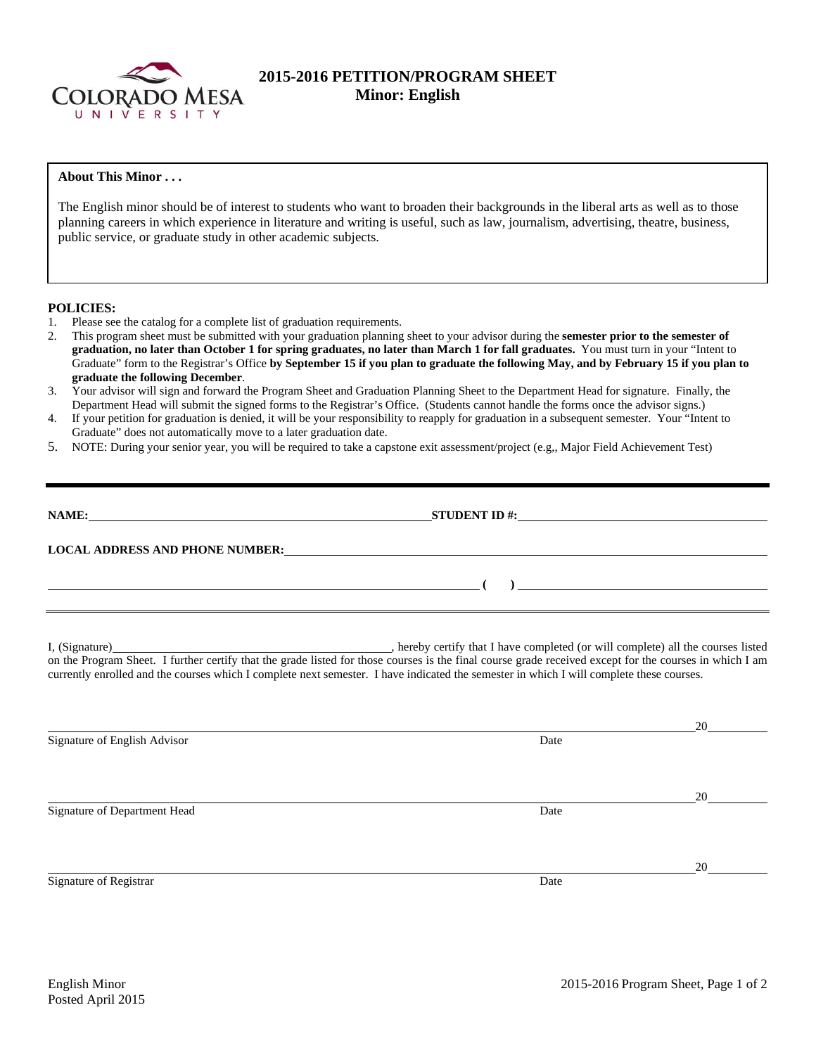# 2015-2016 PETITION/PROGRAM SHEET
## Minor: English

**About This Minor . . .**

The English minor should be of interest to students who want to broaden their backgrounds in the liberal arts as well as to those planning careers in which experience in literature and writing is useful, such as law, journalism, advertising, theatre, business, public service, or graduate study in other academic subjects.

**POLICIES:**

1. Please see the catalog for a complete list of graduation requirements.
2. This program sheet must be submitted with your graduation planning sheet to your advisor during the **semester prior to the semester of graduation, no later than October 1 for spring graduates, no later than March 1 for fall graduates.** You must turn in your "Intent to Graduate" form to the Registrar's Office **by September 15 if you plan to graduate the following May, and by February 15 if you plan to graduate the following December**.
3. Your advisor will sign and forward the Program Sheet and Graduation Planning Sheet to the Department Head for signature. Finally, the Department Head will submit the signed forms to the Registrar's Office. (Students cannot handle the forms once the advisor signs.)
4. If your petition for graduation is denied, it will be your responsibility to reapply for graduation in a subsequent semester. Your "Intent to Graduate" does not automatically move to a later graduation date.
5. NOTE: During your senior year, you will be required to take a capstone exit assessment/project (e.g,, Major Field Achievement Test)

---

**NAME:** ______________________________ **STUDENT ID #:** ______________________________

**LOCAL ADDRESS AND PHONE NUMBER:** ______________________________

______________________________ **( )** ______________________________

---

I, (Signature)______________________________, hereby certify that I have completed (or will complete) all the courses listed on the Program Sheet. I further certify that the grade listed for those courses is the final course grade received except for the courses in which I am currently enrolled and the courses which I complete next semester. I have indicated the semester in which I will complete these courses.

______________________________ 20______
Signature of English Advisor Date

______________________________ 20______
Signature of Department Head Date

______________________________ 20______
Signature of Registrar Date

English Minor
Posted April 2015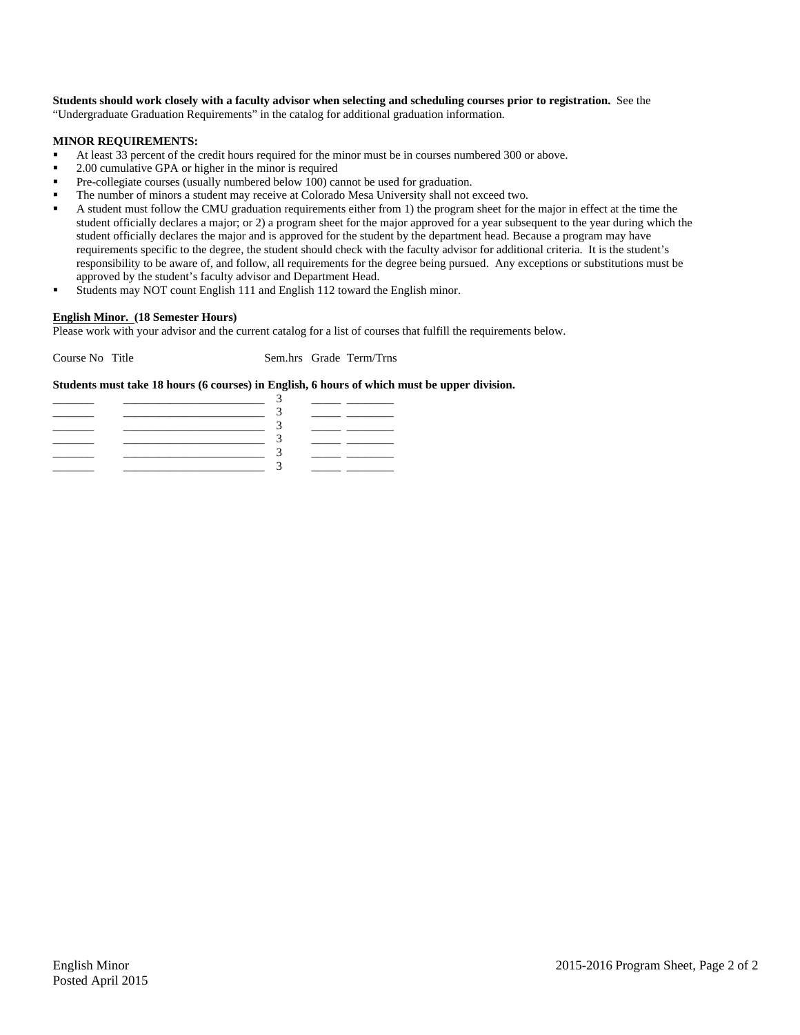**Students should work closely with a faculty advisor when selecting and scheduling courses prior to registration.** See the "Undergraduate Graduation Requirements" in the catalog for additional graduation information.

**MINOR REQUIREMENTS:**

- At least 33 percent of the credit hours required for the minor must be in courses numbered 300 or above.
- 2.00 cumulative GPA or higher in the minor is required
- Pre-collegiate courses (usually numbered below 100) cannot be used for graduation.
- The number of minors a student may receive at Colorado Mesa University shall not exceed two.
- A student must follow the CMU graduation requirements either from 1) the program sheet for the major in effect at the time the student officially declares a major; or 2) a program sheet for the major approved for a year subsequent to the year during which the student officially declares the major and is approved for the student by the department head. Because a program may have requirements specific to the degree, the student should check with the faculty advisor for additional criteria. It is the student's responsibility to be aware of, and follow, all requirements for the degree being pursued. Any exceptions or substitutions must be approved by the student's faculty advisor and Department Head.
- Students may NOT count English 111 and English 112 toward the English minor.

**English Minor. (18 Semester Hours)**

Please work with your advisor and the current catalog for a list of courses that fulfill the requirements below.

**Students must take 18 hours (6 courses) in English, 6 hours of which must be upper division.**

| Course No | Title | Sem.hrs | Grade | Term/Trns |
|---|---|---|---|---|
| _______ | ________________________ | 3 | _____ | ________ |
| _______ | ________________________ | 3 | _____ | ________ |
| _______ | ________________________ | 3 | _____ | ________ |
| _______ | ________________________ | 3 | _____ | ________ |
| _______ | ________________________ | 3 | _____ | ________ |
| _______ | ________________________ | 3 | _____ | ________ |